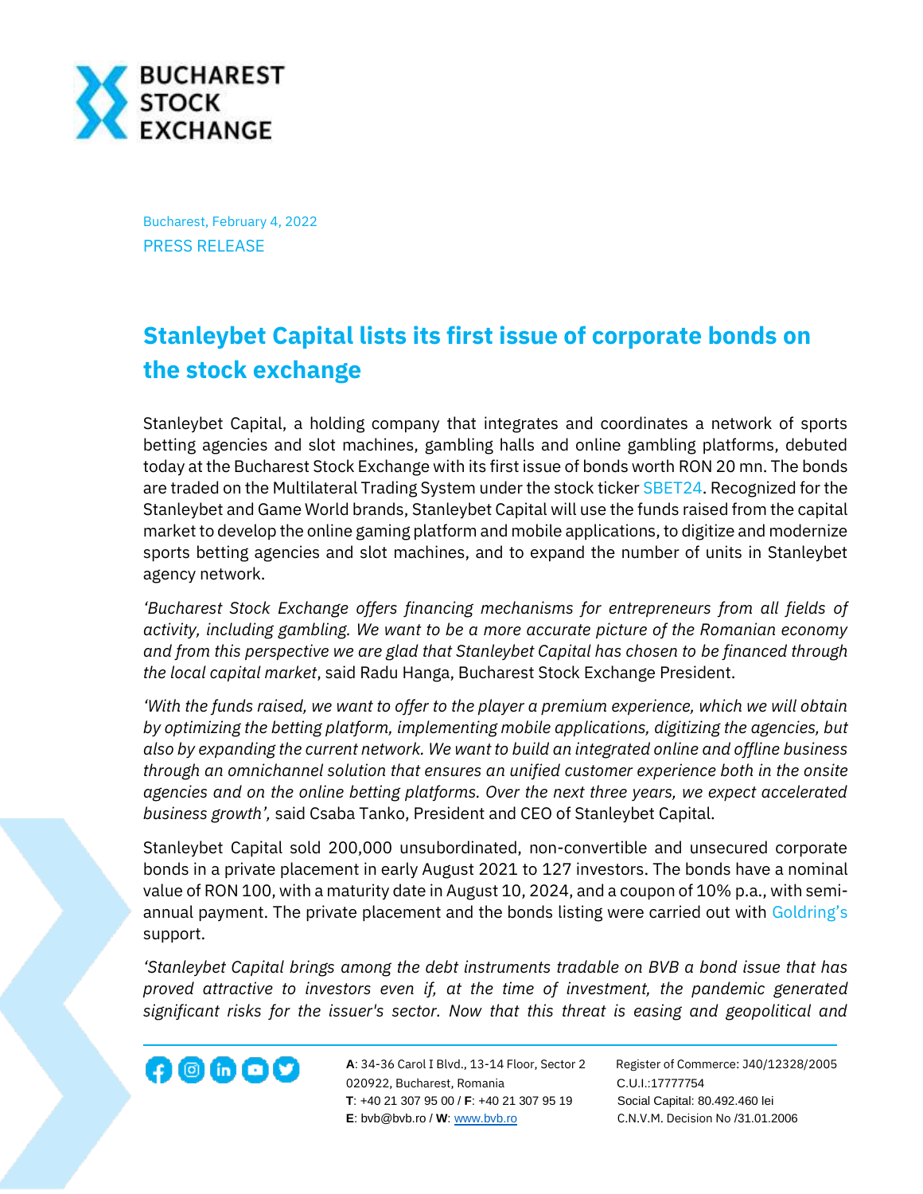Bucharest, February 4, 2022

PRESS RELEASE

# Stanleybet Capital lists its first issue of corporate bonds on the stock exchange

Stanleybet Capital, a holding company that integrates and coordinates a network of sports betting agencies and slot machines, gambling halls and online gambling platforms, debuted today at the Bucharest Stock Exchange with its first issue of bonds worth RON 20 mn. The bonds are traded on the Multilateral Trading System under the stock ticker SBET24. Recognized for the Stanleybet and Game World brands, Stanleybet Capital will use the funds raised from the capital market to develop the online gaming platform and mobile applications, to digitize and modernize sports betting agencies and slot machines, and to expand the number of units in Stanleybet agency network.

*'Bucharest Stock Exchange offers financing mechanisms for entrepreneurs from all fields of activity, including gambling. We want to be a more accurate picture of the Romanian economy and from this perspective we are glad that Stanleybet Capital has chosen to be financed through the local capital market*, said Radu Hanga, Bucharest Stock Exchange President.

*'With the funds raised, we want to offer to the player a premium experience, which we will obtain by optimizing the betting platform, implementing mobile applications, digitizing the agencies, but also by expanding the current network. We want to build an integrated online and offline business through an omnichannel solution that ensures an unified customer experience both in the onsite agencies and on the online betting platforms. Over the next three years, we expect accelerated business growth',* said Csaba Tanko, President and CEO of Stanleybet Capital.

Stanleybet Capital sold 200,000 unsubordinated, non-convertible and unsecured corporate bonds in a private placement in early August 2021 to 127 investors. The bonds have a nominal value of RON 100, with a maturity date in August 10, 2024, and a coupon of 10% p.a., with semi-annual payment. The private placement and the bonds listing were carried out with Goldring's support.

*'Stanleybet Capital brings among the debt instruments tradable on BVB a bond issue that has proved attractive to investors even if, at the time of investment, the pandemic generated significant risks for the issuer's sector. Now that this threat is easing and geopolitical and*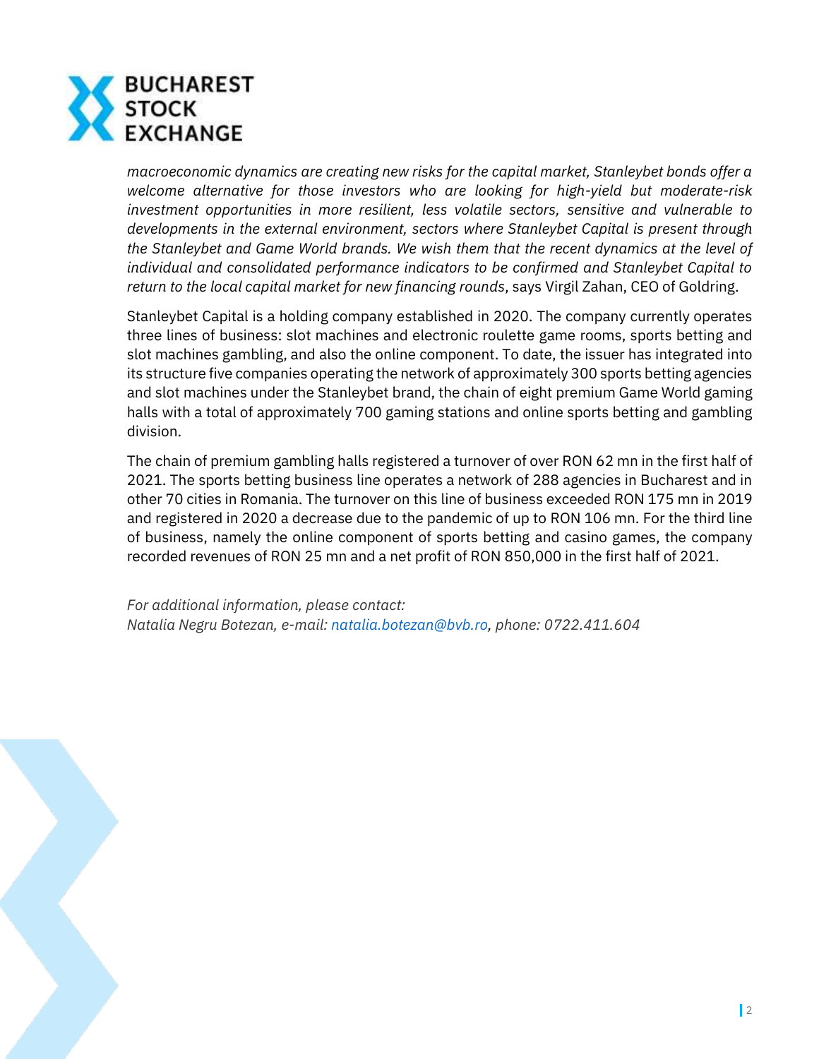*macroeconomic dynamics are creating new risks for the capital market, Stanleybet bonds offer a welcome alternative for those investors who are looking for high-yield but moderate-risk investment opportunities in more resilient, less volatile sectors, sensitive and vulnerable to developments in the external environment, sectors where Stanleybet Capital is present through the Stanleybet and Game World brands. We wish them that the recent dynamics at the level of individual and consolidated performance indicators to be confirmed and Stanleybet Capital to return to the local capital market for new financing rounds*, says Virgil Zahan, CEO of Goldring.

Stanleybet Capital is a holding company established in 2020. The company currently operates three lines of business: slot machines and electronic roulette game rooms, sports betting and slot machines gambling, and also the online component. To date, the issuer has integrated into its structure five companies operating the network of approximately 300 sports betting agencies and slot machines under the Stanleybet brand, the chain of eight premium Game World gaming halls with a total of approximately 700 gaming stations and online sports betting and gambling division.

The chain of premium gambling halls registered a turnover of over RON 62 mn in the first half of 2021. The sports betting business line operates a network of 288 agencies in Bucharest and in other 70 cities in Romania. The turnover on this line of business exceeded RON 175 mn in 2019 and registered in 2020 a decrease due to the pandemic of up to RON 106 mn. For the third line of business, namely the online component of sports betting and casino games, the company recorded revenues of RON 25 mn and a net profit of RON 850,000 in the first half of 2021.

*For additional information, please contact:*
*Natalia Negru Botezan, e-mail: natalia.botezan@bvb.ro, phone: 0722.411.604*